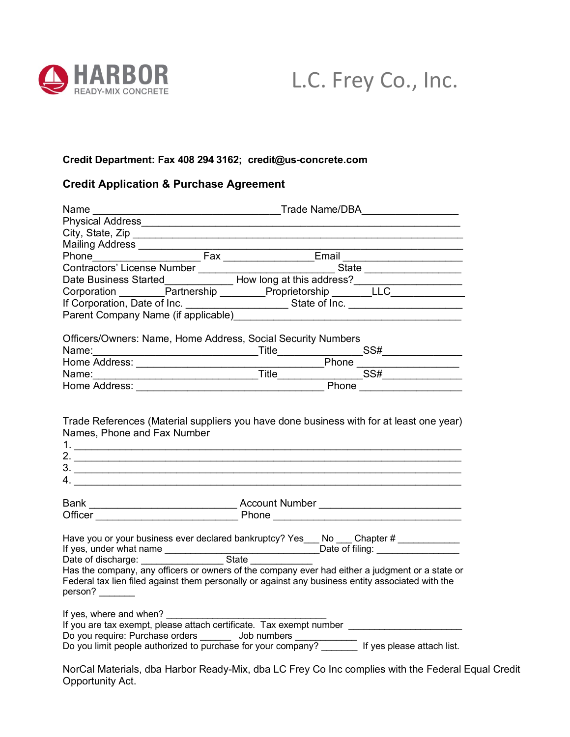HARBOR READY-MIX CONCRETE

L.C. Frey Co., Inc.

**Credit Department: Fax 408 294 3162; credit@us-concrete.com**

**Credit Application & Purchase Agreement**

Name ___________________________________Trade Name/DBA__________________
Physical Address____________________________________________________________
City, State, Zip _____________________________________________________________
Mailing Address _____________________________________________________________
Phone____________________ Fax ________________Email ______________________
Contractors' License Number _________________________ State __________________
Date Business Started____________ How long at this address?___________________
Corporation ________Partnership ________Proprietorship _______LLC_____________
If Corporation, Date of Inc. __________________ State of Inc. _____________________
Parent Company Name (if applicable)__________________________________________

Officers/Owners: Name, Home Address, Social Security Numbers
Name:______________________________Title_______________SS#______________
Home Address: ___________________________________Phone __________________
Name:______________________________Title_______________SS#______________
Home Address: ___________________________________ Phone __________________

Trade References (Material suppliers you have done business with for at least one year)
Names, Phone and Fax Number
1. ________________________________________________________________________
2. ________________________________________________________________________
3. ________________________________________________________________________
4. ________________________________________________________________________

Bank ___________________________ Account Number __________________________
Officer __________________________ Phone __________________________________

Have you or your business ever declared bankruptcy? Yes___ No ___ Chapter # ____________
If yes, under what name _______________________________Date of filing: ________________
Date of discharge: ________________ State ____________
Has the company, any officers or owners of the company ever had either a judgment or a state or Federal tax lien filed against them personally or against any business entity associated with the person? _______

If yes, where and when? ________________________________
If you are tax exempt, please attach certificate. Tax exempt number ______________________
Do you require: Purchase orders ______ Job numbers ____________
Do you limit people authorized to purchase for your company? _______ If yes please attach list.

NorCal Materials, dba Harbor Ready-Mix, dba LC Frey Co Inc complies with the Federal Equal Credit Opportunity Act.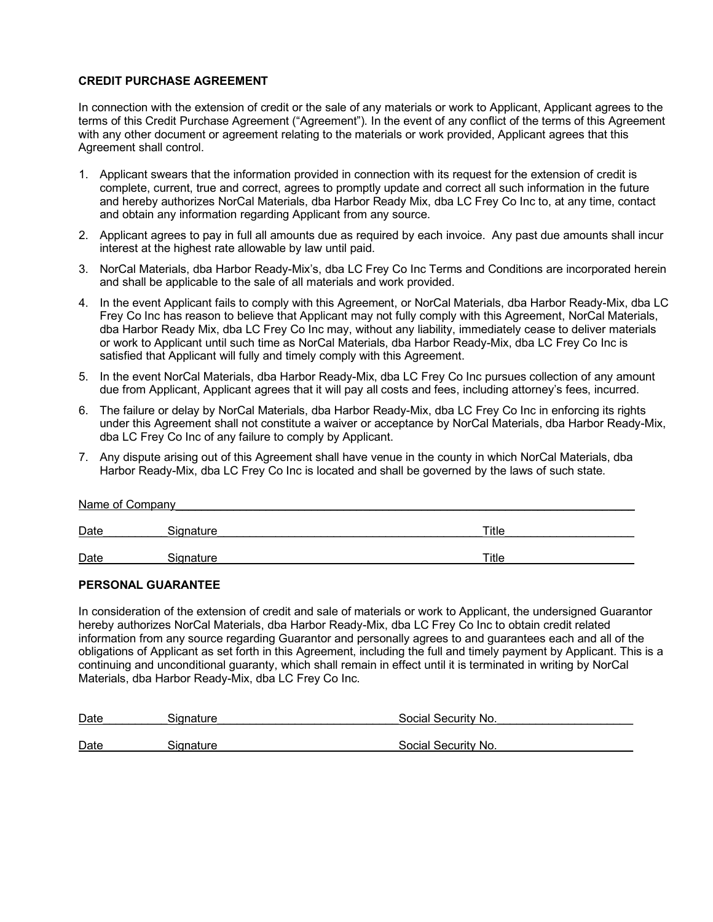**CREDIT PURCHASE AGREEMENT**

In connection with the extension of credit or the sale of any materials or work to Applicant, Applicant agrees to the terms of this Credit Purchase Agreement ("Agreement"). In the event of any conflict of the terms of this Agreement with any other document or agreement relating to the materials or work provided, Applicant agrees that this Agreement shall control.

1. Applicant swears that the information provided in connection with its request for the extension of credit is complete, current, true and correct, agrees to promptly update and correct all such information in the future and hereby authorizes NorCal Materials, dba Harbor Ready Mix, dba LC Frey Co Inc to, at any time, contact and obtain any information regarding Applicant from any source.
2. Applicant agrees to pay in full all amounts due as required by each invoice. Any past due amounts shall incur interest at the highest rate allowable by law until paid.
3. NorCal Materials, dba Harbor Ready-Mix's, dba LC Frey Co Inc Terms and Conditions are incorporated herein and shall be applicable to the sale of all materials and work provided.
4. In the event Applicant fails to comply with this Agreement, or NorCal Materials, dba Harbor Ready-Mix, dba LC Frey Co Inc has reason to believe that Applicant may not fully comply with this Agreement, NorCal Materials, dba Harbor Ready Mix, dba LC Frey Co Inc may, without any liability, immediately cease to deliver materials or work to Applicant until such time as NorCal Materials, dba Harbor Ready-Mix, dba LC Frey Co Inc is satisfied that Applicant will fully and timely comply with this Agreement.
5. In the event NorCal Materials, dba Harbor Ready-Mix, dba LC Frey Co Inc pursues collection of any amount due from Applicant, Applicant agrees that it will pay all costs and fees, including attorney's fees, incurred.
6. The failure or delay by NorCal Materials, dba Harbor Ready-Mix, dba LC Frey Co Inc in enforcing its rights under this Agreement shall not constitute a waiver or acceptance by NorCal Materials, dba Harbor Ready-Mix, dba LC Frey Co Inc of any failure to comply by Applicant.
7. Any dispute arising out of this Agreement shall have venue in the county in which NorCal Materials, dba Harbor Ready-Mix, dba LC Frey Co Inc is located and shall be governed by the laws of such state.

Name of Company\_\_\_\_\_\_\_\_\_\_\_\_\_\_\_\_\_\_\_\_\_\_\_\_\_\_\_\_\_\_\_\_\_\_\_\_\_\_\_\_\_\_\_\_\_\_\_\_

Date\_\_\_\_\_\_\_\_ Signature\_\_\_\_\_\_\_\_\_\_\_\_\_\_\_\_\_\_\_\_\_\_\_\_\_\_\_\_\_\_\_\_ Title\_\_\_\_\_\_\_\_\_\_\_\_\_\_\_

Date\_\_\_\_\_\_\_\_ Signature\_\_\_\_\_\_\_\_\_\_\_\_\_\_\_\_\_\_\_\_\_\_\_\_\_\_\_\_\_\_\_\_ Title\_\_\_\_\_\_\_\_\_\_\_\_\_\_\_

**PERSONAL GUARANTEE**

In consideration of the extension of credit and sale of materials or work to Applicant, the undersigned Guarantor hereby authorizes NorCal Materials, dba Harbor Ready-Mix, dba LC Frey Co Inc to obtain credit related information from any source regarding Guarantor and personally agrees to and guarantees each and all of the obligations of Applicant as set forth in this Agreement, including the full and timely payment by Applicant. This is a continuing and unconditional guaranty, which shall remain in effect until it is terminated in writing by NorCal Materials, dba Harbor Ready-Mix, dba LC Frey Co Inc.

Date\_\_\_\_\_\_\_\_ Signature\_\_\_\_\_\_\_\_\_\_\_\_\_\_\_\_\_\_\_\_\_\_ Social Security No.\_\_\_\_\_\_\_\_\_\_\_\_\_\_\_\_

Date\_\_\_\_\_\_\_\_ Signature\_\_\_\_\_\_\_\_\_\_\_\_\_\_\_\_\_\_\_\_\_\_ Social Security No.\_\_\_\_\_\_\_\_\_\_\_\_\_\_\_\_